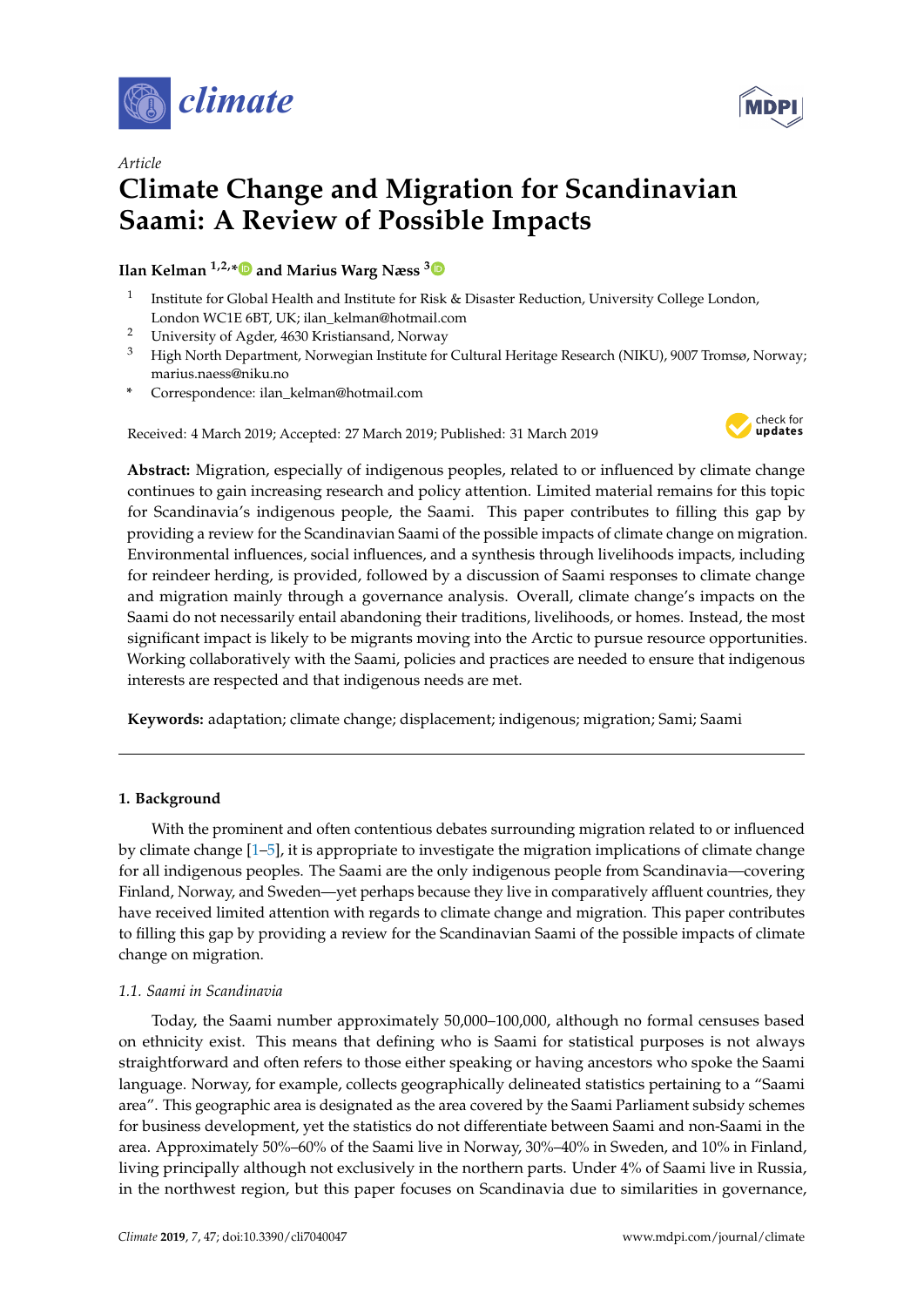*climate*

Article

# Climate Change and Migration for Scandinavian Saami: A Review of Possible Impacts

**Ilan Kelman [1,2,*] and Marius Warg Næss [3]**

1. Institute for Global Health and Institute for Risk & Disaster Reduction, University College London, London WC1E 6BT, UK; ilan_kelman@hotmail.com
2. University of Agder, 4630 Kristiansand, Norway
3. High North Department, Norwegian Institute for Cultural Heritage Research (NIKU), 9007 Tromsø, Norway; marius.naess@niku.no

\* Correspondence: ilan_kelman@hotmail.com

Received: 4 March 2019; Accepted: 27 March 2019; Published: 31 March 2019

**Abstract:** Migration, especially of indigenous peoples, related to or influenced by climate change continues to gain increasing research and policy attention. Limited material remains for this topic for Scandinavia's indigenous people, the Saami. This paper contributes to filling this gap by providing a review for the Scandinavian Saami of the possible impacts of climate change on migration. Environmental influences, social influences, and a synthesis through livelihoods impacts, including for reindeer herding, is provided, followed by a discussion of Saami responses to climate change and migration mainly through a governance analysis. Overall, climate change's impacts on the Saami do not necessarily entail abandoning their traditions, livelihoods, or homes. Instead, the most significant impact is likely to be migrants moving into the Arctic to pursue resource opportunities. Working collaboratively with the Saami, policies and practices are needed to ensure that indigenous interests are respected and that indigenous needs are met.

**Keywords:** adaptation; climate change; displacement; indigenous; migration; Sami; Saami

## 1. Background

With the prominent and often contentious debates surrounding migration related to or influenced by climate change [1–5], it is appropriate to investigate the migration implications of climate change for all indigenous peoples. The Saami are the only indigenous people from Scandinavia—covering Finland, Norway, and Sweden—yet perhaps because they live in comparatively affluent countries, they have received limited attention with regards to climate change and migration. This paper contributes to filling this gap by providing a review for the Scandinavian Saami of the possible impacts of climate change on migration.

### 1.1. Saami in Scandinavia

Today, the Saami number approximately 50,000–100,000, although no formal censuses based on ethnicity exist. This means that defining who is Saami for statistical purposes is not always straightforward and often refers to those either speaking or having ancestors who spoke the Saami language. Norway, for example, collects geographically delineated statistics pertaining to a "Saami area". This geographic area is designated as the area covered by the Saami Parliament subsidy schemes for business development, yet the statistics do not differentiate between Saami and non-Saami in the area. Approximately 50%–60% of the Saami live in Norway, 30%–40% in Sweden, and 10% in Finland, living principally although not exclusively in the northern parts. Under 4% of Saami live in Russia, in the northwest region, but this paper focuses on Scandinavia due to similarities in governance,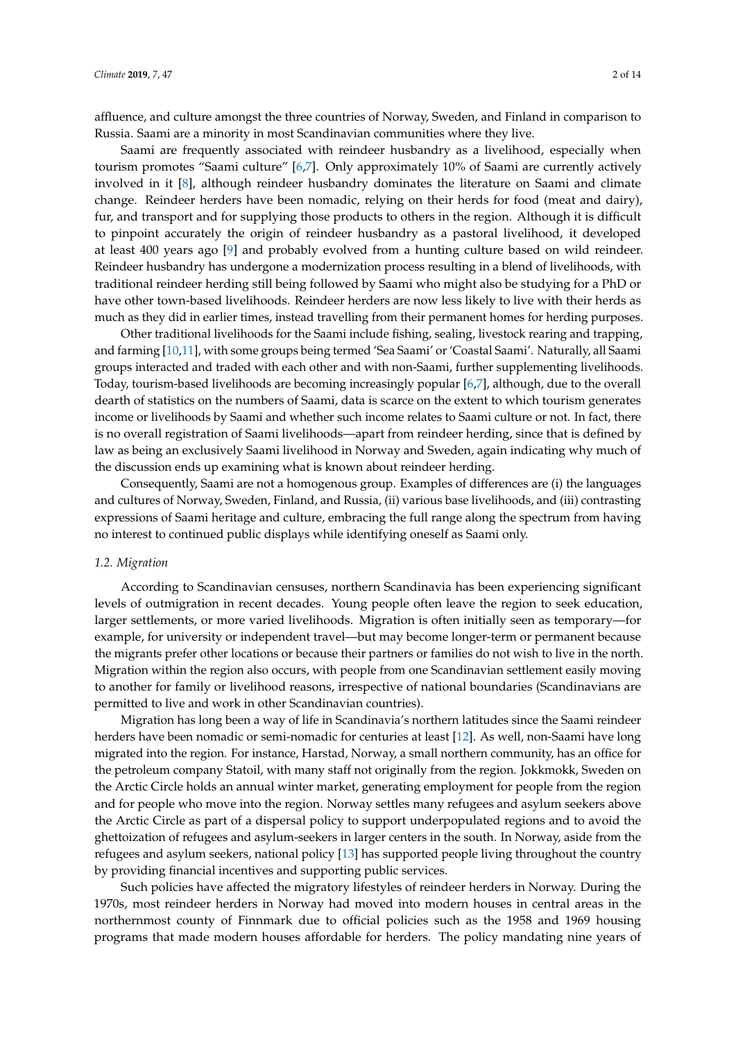affluence, and culture amongst the three countries of Norway, Sweden, and Finland in comparison to Russia. Saami are a minority in most Scandinavian communities where they live.

Saami are frequently associated with reindeer husbandry as a livelihood, especially when tourism promotes "Saami culture" [6,7]. Only approximately 10% of Saami are currently actively involved in it [8], although reindeer husbandry dominates the literature on Saami and climate change. Reindeer herders have been nomadic, relying on their herds for food (meat and dairy), fur, and transport and for supplying those products to others in the region. Although it is difficult to pinpoint accurately the origin of reindeer husbandry as a pastoral livelihood, it developed at least 400 years ago [9] and probably evolved from a hunting culture based on wild reindeer. Reindeer husbandry has undergone a modernization process resulting in a blend of livelihoods, with traditional reindeer herding still being followed by Saami who might also be studying for a PhD or have other town-based livelihoods. Reindeer herders are now less likely to live with their herds as much as they did in earlier times, instead travelling from their permanent homes for herding purposes.

Other traditional livelihoods for the Saami include fishing, sealing, livestock rearing and trapping, and farming [10,11], with some groups being termed 'Sea Saami' or 'Coastal Saami'. Naturally, all Saami groups interacted and traded with each other and with non-Saami, further supplementing livelihoods. Today, tourism-based livelihoods are becoming increasingly popular [6,7], although, due to the overall dearth of statistics on the numbers of Saami, data is scarce on the extent to which tourism generates income or livelihoods by Saami and whether such income relates to Saami culture or not. In fact, there is no overall registration of Saami livelihoods—apart from reindeer herding, since that is defined by law as being an exclusively Saami livelihood in Norway and Sweden, again indicating why much of the discussion ends up examining what is known about reindeer herding.

Consequently, Saami are not a homogenous group. Examples of differences are (i) the languages and cultures of Norway, Sweden, Finland, and Russia, (ii) various base livelihoods, and (iii) contrasting expressions of Saami heritage and culture, embracing the full range along the spectrum from having no interest to continued public displays while identifying oneself as Saami only.

### *1.2. Migration*

According to Scandinavian censuses, northern Scandinavia has been experiencing significant levels of outmigration in recent decades. Young people often leave the region to seek education, larger settlements, or more varied livelihoods. Migration is often initially seen as temporary—for example, for university or independent travel—but may become longer-term or permanent because the migrants prefer other locations or because their partners or families do not wish to live in the north. Migration within the region also occurs, with people from one Scandinavian settlement easily moving to another for family or livelihood reasons, irrespective of national boundaries (Scandinavians are permitted to live and work in other Scandinavian countries).

Migration has long been a way of life in Scandinavia's northern latitudes since the Saami reindeer herders have been nomadic or semi-nomadic for centuries at least [12]. As well, non-Saami have long migrated into the region. For instance, Harstad, Norway, a small northern community, has an office for the petroleum company Statoil, with many staff not originally from the region. Jokkmokk, Sweden on the Arctic Circle holds an annual winter market, generating employment for people from the region and for people who move into the region. Norway settles many refugees and asylum seekers above the Arctic Circle as part of a dispersal policy to support underpopulated regions and to avoid the ghettoization of refugees and asylum-seekers in larger centers in the south. In Norway, aside from the refugees and asylum seekers, national policy [13] has supported people living throughout the country by providing financial incentives and supporting public services.

Such policies have affected the migratory lifestyles of reindeer herders in Norway. During the 1970s, most reindeer herders in Norway had moved into modern houses in central areas in the northernmost county of Finnmark due to official policies such as the 1958 and 1969 housing programs that made modern houses affordable for herders. The policy mandating nine years of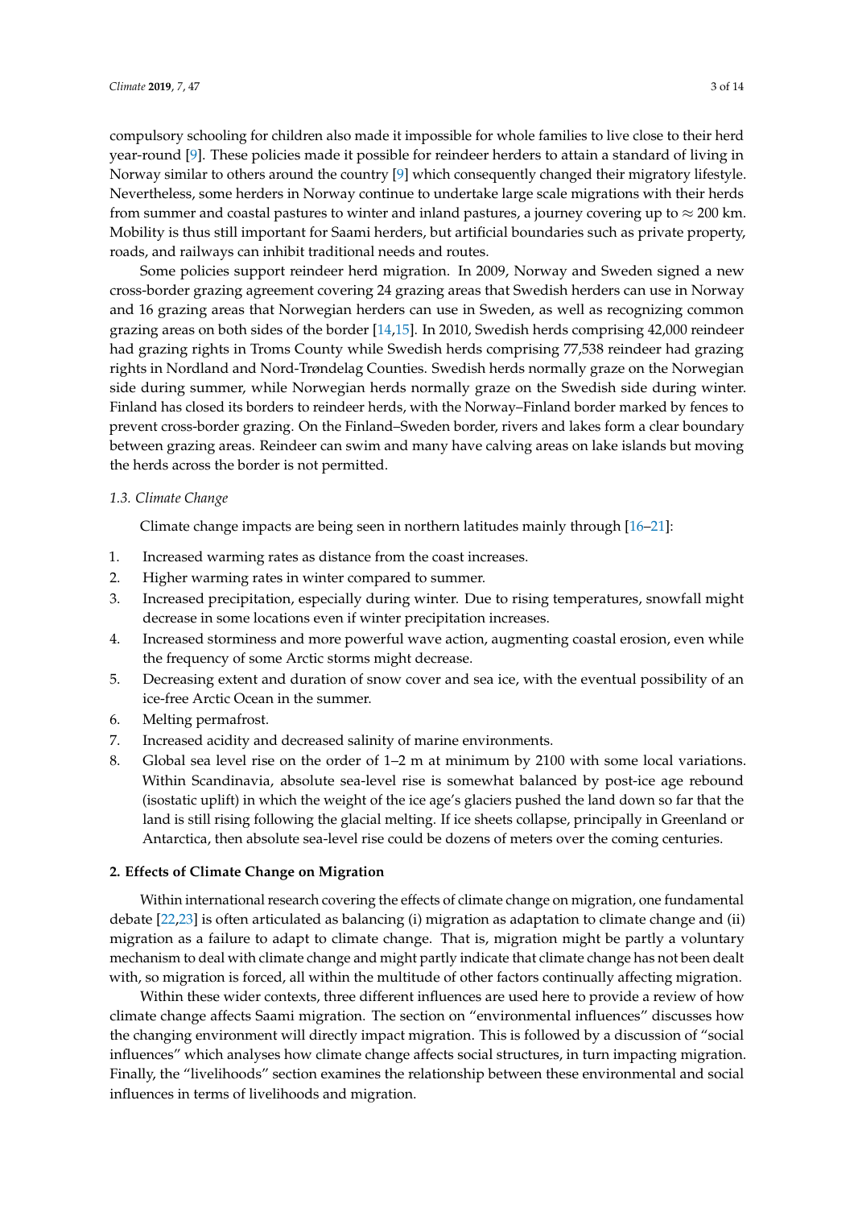compulsory schooling for children also made it impossible for whole families to live close to their herd year-round [9]. These policies made it possible for reindeer herders to attain a standard of living in Norway similar to others around the country [9] which consequently changed their migratory lifestyle. Nevertheless, some herders in Norway continue to undertake large scale migrations with their herds from summer and coastal pastures to winter and inland pastures, a journey covering up to $\approx$ 200 km. Mobility is thus still important for Saami herders, but artificial boundaries such as private property, roads, and railways can inhibit traditional needs and routes.

Some policies support reindeer herd migration. In 2009, Norway and Sweden signed a new cross-border grazing agreement covering 24 grazing areas that Swedish herders can use in Norway and 16 grazing areas that Norwegian herders can use in Sweden, as well as recognizing common grazing areas on both sides of the border [14,15]. In 2010, Swedish herds comprising 42,000 reindeer had grazing rights in Troms County while Swedish herds comprising 77,538 reindeer had grazing rights in Nordland and Nord-Trøndelag Counties. Swedish herds normally graze on the Norwegian side during summer, while Norwegian herds normally graze on the Swedish side during winter. Finland has closed its borders to reindeer herds, with the Norway–Finland border marked by fences to prevent cross-border grazing. On the Finland–Sweden border, rivers and lakes form a clear boundary between grazing areas. Reindeer can swim and many have calving areas on lake islands but moving the herds across the border is not permitted.

### *1.3. Climate Change*

Climate change impacts are being seen in northern latitudes mainly through [16–21]:

1. Increased warming rates as distance from the coast increases.
2. Higher warming rates in winter compared to summer.
3. Increased precipitation, especially during winter. Due to rising temperatures, snowfall might decrease in some locations even if winter precipitation increases.
4. Increased storminess and more powerful wave action, augmenting coastal erosion, even while the frequency of some Arctic storms might decrease.
5. Decreasing extent and duration of snow cover and sea ice, with the eventual possibility of an ice-free Arctic Ocean in the summer.
6. Melting permafrost.
7. Increased acidity and decreased salinity of marine environments.
8. Global sea level rise on the order of 1–2 m at minimum by 2100 with some local variations. Within Scandinavia, absolute sea-level rise is somewhat balanced by post-ice age rebound (isostatic uplift) in which the weight of the ice age's glaciers pushed the land down so far that the land is still rising following the glacial melting. If ice sheets collapse, principally in Greenland or Antarctica, then absolute sea-level rise could be dozens of meters over the coming centuries.

## 2. Effects of Climate Change on Migration

Within international research covering the effects of climate change on migration, one fundamental debate [22,23] is often articulated as balancing (i) migration as adaptation to climate change and (ii) migration as a failure to adapt to climate change. That is, migration might be partly a voluntary mechanism to deal with climate change and might partly indicate that climate change has not been dealt with, so migration is forced, all within the multitude of other factors continually affecting migration.

Within these wider contexts, three different influences are used here to provide a review of how climate change affects Saami migration. The section on "environmental influences" discusses how the changing environment will directly impact migration. This is followed by a discussion of "social influences" which analyses how climate change affects social structures, in turn impacting migration. Finally, the "livelihoods" section examines the relationship between these environmental and social influences in terms of livelihoods and migration.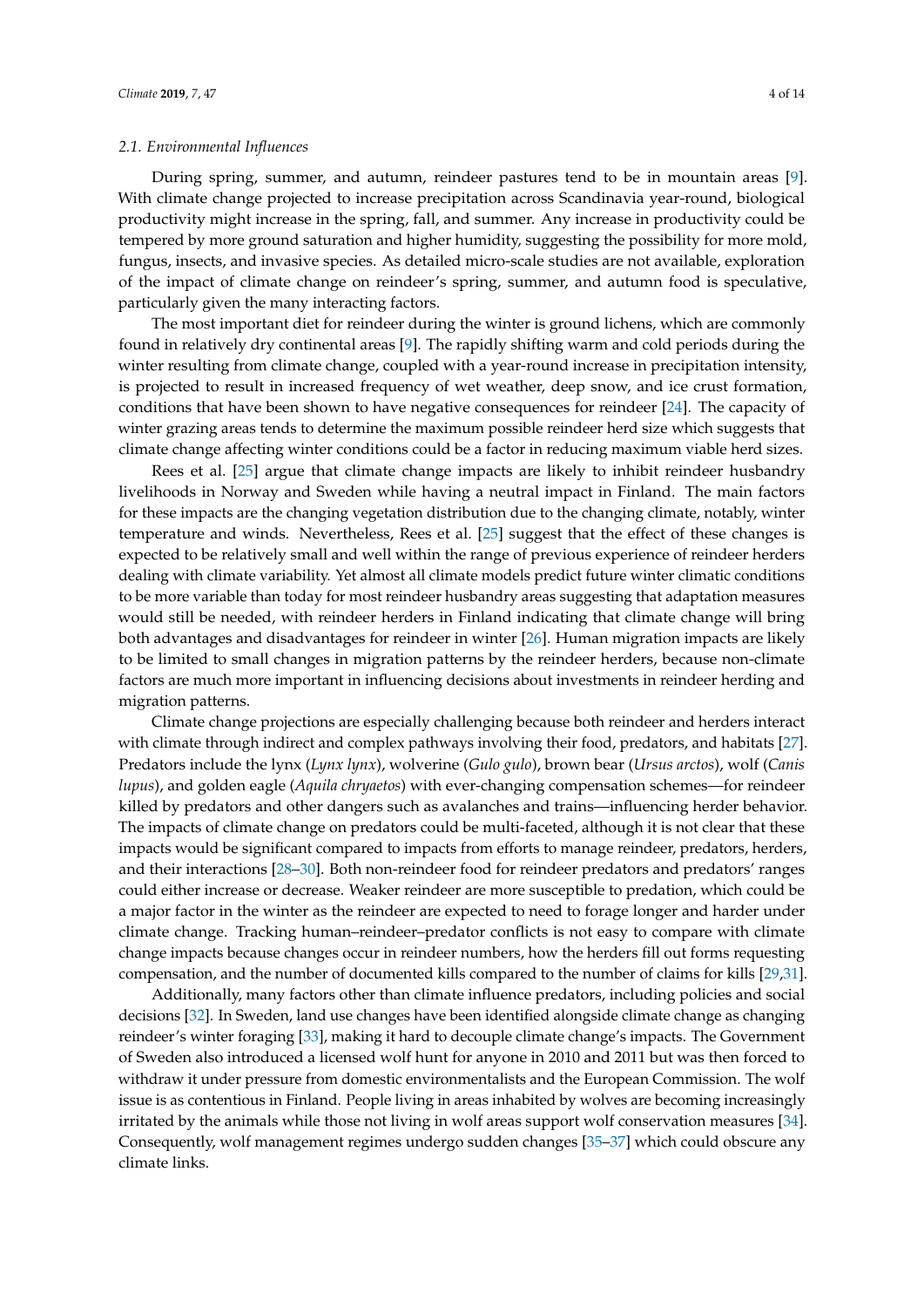### 2.1. Environmental Influences

During spring, summer, and autumn, reindeer pastures tend to be in mountain areas [9]. With climate change projected to increase precipitation across Scandinavia year-round, biological productivity might increase in the spring, fall, and summer. Any increase in productivity could be tempered by more ground saturation and higher humidity, suggesting the possibility for more mold, fungus, insects, and invasive species. As detailed micro-scale studies are not available, exploration of the impact of climate change on reindeer's spring, summer, and autumn food is speculative, particularly given the many interacting factors.

The most important diet for reindeer during the winter is ground lichens, which are commonly found in relatively dry continental areas [9]. The rapidly shifting warm and cold periods during the winter resulting from climate change, coupled with a year-round increase in precipitation intensity, is projected to result in increased frequency of wet weather, deep snow, and ice crust formation, conditions that have been shown to have negative consequences for reindeer [24]. The capacity of winter grazing areas tends to determine the maximum possible reindeer herd size which suggests that climate change affecting winter conditions could be a factor in reducing maximum viable herd sizes.

Rees et al. [25] argue that climate change impacts are likely to inhibit reindeer husbandry livelihoods in Norway and Sweden while having a neutral impact in Finland. The main factors for these impacts are the changing vegetation distribution due to the changing climate, notably, winter temperature and winds. Nevertheless, Rees et al. [25] suggest that the effect of these changes is expected to be relatively small and well within the range of previous experience of reindeer herders dealing with climate variability. Yet almost all climate models predict future winter climatic conditions to be more variable than today for most reindeer husbandry areas suggesting that adaptation measures would still be needed, with reindeer herders in Finland indicating that climate change will bring both advantages and disadvantages for reindeer in winter [26]. Human migration impacts are likely to be limited to small changes in migration patterns by the reindeer herders, because non-climate factors are much more important in influencing decisions about investments in reindeer herding and migration patterns.

Climate change projections are especially challenging because both reindeer and herders interact with climate through indirect and complex pathways involving their food, predators, and habitats [27]. Predators include the lynx (*Lynx lynx*), wolverine (*Gulo gulo*), brown bear (*Ursus arctos*), wolf (*Canis lupus*), and golden eagle (*Aquila chryaetos*) with ever-changing compensation schemes—for reindeer killed by predators and other dangers such as avalanches and trains—influencing herder behavior. The impacts of climate change on predators could be multi-faceted, although it is not clear that these impacts would be significant compared to impacts from efforts to manage reindeer, predators, herders, and their interactions [28–30]. Both non-reindeer food for reindeer predators and predators' ranges could either increase or decrease. Weaker reindeer are more susceptible to predation, which could be a major factor in the winter as the reindeer are expected to need to forage longer and harder under climate change. Tracking human–reindeer–predator conflicts is not easy to compare with climate change impacts because changes occur in reindeer numbers, how the herders fill out forms requesting compensation, and the number of documented kills compared to the number of claims for kills [29,31].

Additionally, many factors other than climate influence predators, including policies and social decisions [32]. In Sweden, land use changes have been identified alongside climate change as changing reindeer's winter foraging [33], making it hard to decouple climate change's impacts. The Government of Sweden also introduced a licensed wolf hunt for anyone in 2010 and 2011 but was then forced to withdraw it under pressure from domestic environmentalists and the European Commission. The wolf issue is as contentious in Finland. People living in areas inhabited by wolves are becoming increasingly irritated by the animals while those not living in wolf areas support wolf conservation measures [34]. Consequently, wolf management regimes undergo sudden changes [35–37] which could obscure any climate links.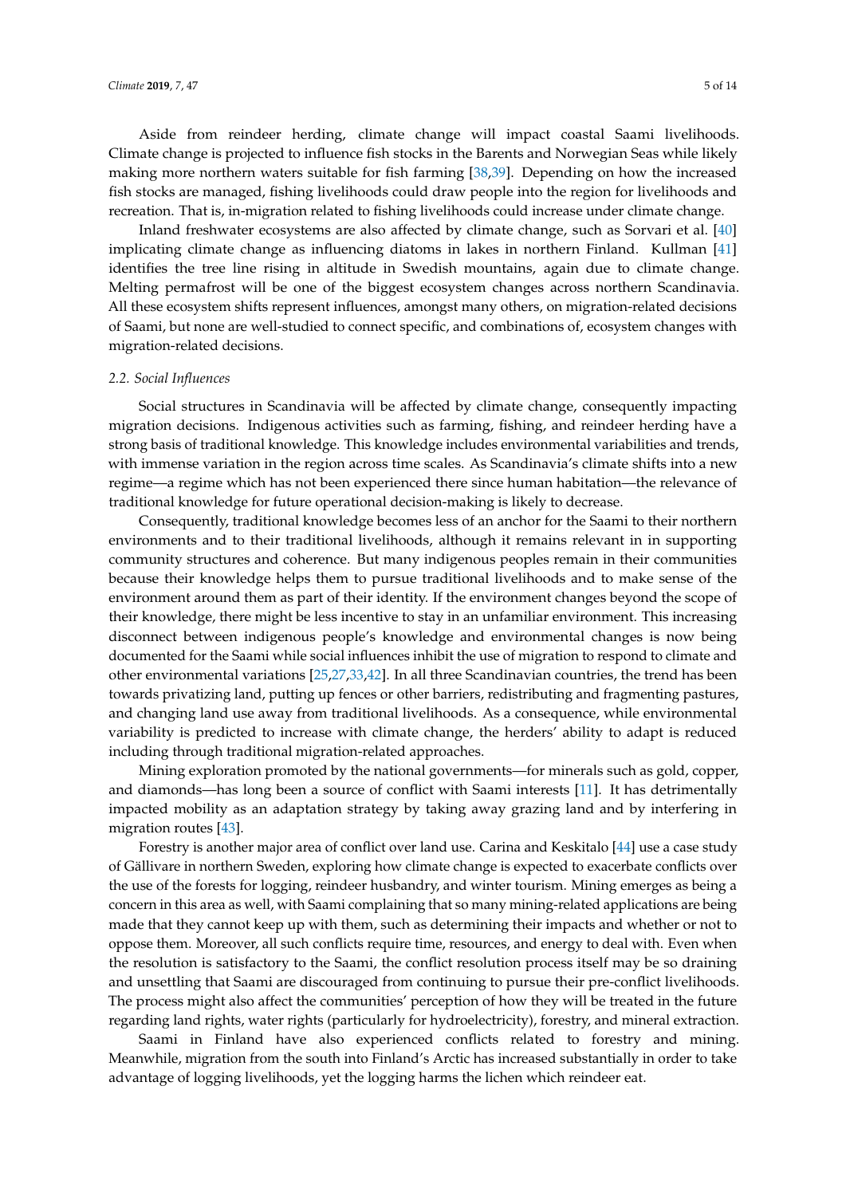Aside from reindeer herding, climate change will impact coastal Saami livelihoods. Climate change is projected to influence fish stocks in the Barents and Norwegian Seas while likely making more northern waters suitable for fish farming [38,39]. Depending on how the increased fish stocks are managed, fishing livelihoods could draw people into the region for livelihoods and recreation. That is, in-migration related to fishing livelihoods could increase under climate change.

Inland freshwater ecosystems are also affected by climate change, such as Sorvari et al. [40] implicating climate change as influencing diatoms in lakes in northern Finland. Kullman [41] identifies the tree line rising in altitude in Swedish mountains, again due to climate change. Melting permafrost will be one of the biggest ecosystem changes across northern Scandinavia. All these ecosystem shifts represent influences, amongst many others, on migration-related decisions of Saami, but none are well-studied to connect specific, and combinations of, ecosystem changes with migration-related decisions.

### *2.2. Social Influences*

Social structures in Scandinavia will be affected by climate change, consequently impacting migration decisions. Indigenous activities such as farming, fishing, and reindeer herding have a strong basis of traditional knowledge. This knowledge includes environmental variabilities and trends, with immense variation in the region across time scales. As Scandinavia's climate shifts into a new regime—a regime which has not been experienced there since human habitation—the relevance of traditional knowledge for future operational decision-making is likely to decrease.

Consequently, traditional knowledge becomes less of an anchor for the Saami to their northern environments and to their traditional livelihoods, although it remains relevant in in supporting community structures and coherence. But many indigenous peoples remain in their communities because their knowledge helps them to pursue traditional livelihoods and to make sense of the environment around them as part of their identity. If the environment changes beyond the scope of their knowledge, there might be less incentive to stay in an unfamiliar environment. This increasing disconnect between indigenous people's knowledge and environmental changes is now being documented for the Saami while social influences inhibit the use of migration to respond to climate and other environmental variations [25,27,33,42]. In all three Scandinavian countries, the trend has been towards privatizing land, putting up fences or other barriers, redistributing and fragmenting pastures, and changing land use away from traditional livelihoods. As a consequence, while environmental variability is predicted to increase with climate change, the herders' ability to adapt is reduced including through traditional migration-related approaches.

Mining exploration promoted by the national governments—for minerals such as gold, copper, and diamonds—has long been a source of conflict with Saami interests [11]. It has detrimentally impacted mobility as an adaptation strategy by taking away grazing land and by interfering in migration routes [43].

Forestry is another major area of conflict over land use. Carina and Keskitalo [44] use a case study of Gällivare in northern Sweden, exploring how climate change is expected to exacerbate conflicts over the use of the forests for logging, reindeer husbandry, and winter tourism. Mining emerges as being a concern in this area as well, with Saami complaining that so many mining-related applications are being made that they cannot keep up with them, such as determining their impacts and whether or not to oppose them. Moreover, all such conflicts require time, resources, and energy to deal with. Even when the resolution is satisfactory to the Saami, the conflict resolution process itself may be so draining and unsettling that Saami are discouraged from continuing to pursue their pre-conflict livelihoods. The process might also affect the communities' perception of how they will be treated in the future regarding land rights, water rights (particularly for hydroelectricity), forestry, and mineral extraction.

Saami in Finland have also experienced conflicts related to forestry and mining. Meanwhile, migration from the south into Finland's Arctic has increased substantially in order to take advantage of logging livelihoods, yet the logging harms the lichen which reindeer eat.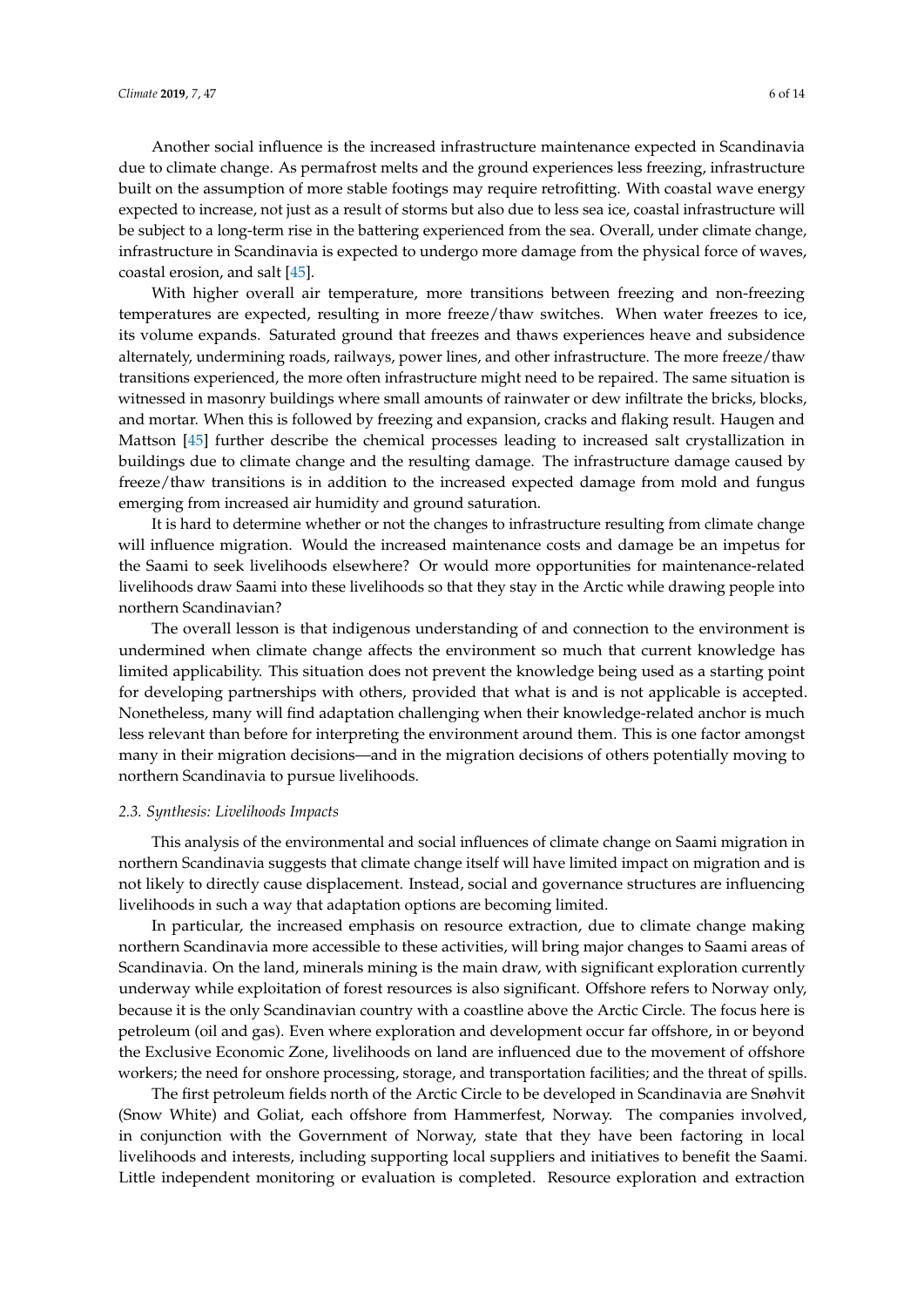Another social influence is the increased infrastructure maintenance expected in Scandinavia due to climate change. As permafrost melts and the ground experiences less freezing, infrastructure built on the assumption of more stable footings may require retrofitting. With coastal wave energy expected to increase, not just as a result of storms but also due to less sea ice, coastal infrastructure will be subject to a long-term rise in the battering experienced from the sea. Overall, under climate change, infrastructure in Scandinavia is expected to undergo more damage from the physical force of waves, coastal erosion, and salt [45].

With higher overall air temperature, more transitions between freezing and non-freezing temperatures are expected, resulting in more freeze/thaw switches. When water freezes to ice, its volume expands. Saturated ground that freezes and thaws experiences heave and subsidence alternately, undermining roads, railways, power lines, and other infrastructure. The more freeze/thaw transitions experienced, the more often infrastructure might need to be repaired. The same situation is witnessed in masonry buildings where small amounts of rainwater or dew infiltrate the bricks, blocks, and mortar. When this is followed by freezing and expansion, cracks and flaking result. Haugen and Mattson [45] further describe the chemical processes leading to increased salt crystallization in buildings due to climate change and the resulting damage. The infrastructure damage caused by freeze/thaw transitions is in addition to the increased expected damage from mold and fungus emerging from increased air humidity and ground saturation.

It is hard to determine whether or not the changes to infrastructure resulting from climate change will influence migration. Would the increased maintenance costs and damage be an impetus for the Saami to seek livelihoods elsewhere? Or would more opportunities for maintenance-related livelihoods draw Saami into these livelihoods so that they stay in the Arctic while drawing people into northern Scandinavian?

The overall lesson is that indigenous understanding of and connection to the environment is undermined when climate change affects the environment so much that current knowledge has limited applicability. This situation does not prevent the knowledge being used as a starting point for developing partnerships with others, provided that what is and is not applicable is accepted. Nonetheless, many will find adaptation challenging when their knowledge-related anchor is much less relevant than before for interpreting the environment around them. This is one factor amongst many in their migration decisions—and in the migration decisions of others potentially moving to northern Scandinavia to pursue livelihoods.

### *2.3. Synthesis: Livelihoods Impacts*

This analysis of the environmental and social influences of climate change on Saami migration in northern Scandinavia suggests that climate change itself will have limited impact on migration and is not likely to directly cause displacement. Instead, social and governance structures are influencing livelihoods in such a way that adaptation options are becoming limited.

In particular, the increased emphasis on resource extraction, due to climate change making northern Scandinavia more accessible to these activities, will bring major changes to Saami areas of Scandinavia. On the land, minerals mining is the main draw, with significant exploration currently underway while exploitation of forest resources is also significant. Offshore refers to Norway only, because it is the only Scandinavian country with a coastline above the Arctic Circle. The focus here is petroleum (oil and gas). Even where exploration and development occur far offshore, in or beyond the Exclusive Economic Zone, livelihoods on land are influenced due to the movement of offshore workers; the need for onshore processing, storage, and transportation facilities; and the threat of spills.

The first petroleum fields north of the Arctic Circle to be developed in Scandinavia are Snøhvit (Snow White) and Goliat, each offshore from Hammerfest, Norway. The companies involved, in conjunction with the Government of Norway, state that they have been factoring in local livelihoods and interests, including supporting local suppliers and initiatives to benefit the Saami. Little independent monitoring or evaluation is completed. Resource exploration and extraction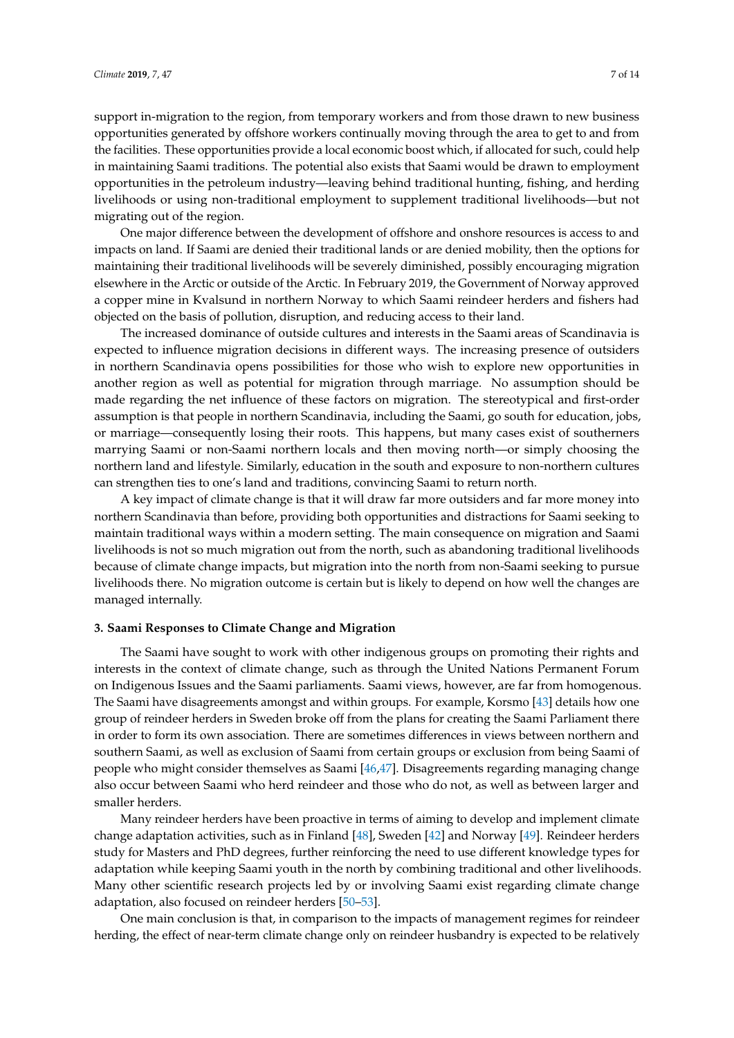support in-migration to the region, from temporary workers and from those drawn to new business opportunities generated by offshore workers continually moving through the area to get to and from the facilities. These opportunities provide a local economic boost which, if allocated for such, could help in maintaining Saami traditions. The potential also exists that Saami would be drawn to employment opportunities in the petroleum industry—leaving behind traditional hunting, fishing, and herding livelihoods or using non-traditional employment to supplement traditional livelihoods—but not migrating out of the region.

One major difference between the development of offshore and onshore resources is access to and impacts on land. If Saami are denied their traditional lands or are denied mobility, then the options for maintaining their traditional livelihoods will be severely diminished, possibly encouraging migration elsewhere in the Arctic or outside of the Arctic. In February 2019, the Government of Norway approved a copper mine in Kvalsund in northern Norway to which Saami reindeer herders and fishers had objected on the basis of pollution, disruption, and reducing access to their land.

The increased dominance of outside cultures and interests in the Saami areas of Scandinavia is expected to influence migration decisions in different ways. The increasing presence of outsiders in northern Scandinavia opens possibilities for those who wish to explore new opportunities in another region as well as potential for migration through marriage. No assumption should be made regarding the net influence of these factors on migration. The stereotypical and first-order assumption is that people in northern Scandinavia, including the Saami, go south for education, jobs, or marriage—consequently losing their roots. This happens, but many cases exist of southerners marrying Saami or non-Saami northern locals and then moving north—or simply choosing the northern land and lifestyle. Similarly, education in the south and exposure to non-northern cultures can strengthen ties to one's land and traditions, convincing Saami to return north.

A key impact of climate change is that it will draw far more outsiders and far more money into northern Scandinavia than before, providing both opportunities and distractions for Saami seeking to maintain traditional ways within a modern setting. The main consequence on migration and Saami livelihoods is not so much migration out from the north, such as abandoning traditional livelihoods because of climate change impacts, but migration into the north from non-Saami seeking to pursue livelihoods there. No migration outcome is certain but is likely to depend on how well the changes are managed internally.

## 3. Saami Responses to Climate Change and Migration

The Saami have sought to work with other indigenous groups on promoting their rights and interests in the context of climate change, such as through the United Nations Permanent Forum on Indigenous Issues and the Saami parliaments. Saami views, however, are far from homogenous. The Saami have disagreements amongst and within groups. For example, Korsmo [43] details how one group of reindeer herders in Sweden broke off from the plans for creating the Saami Parliament there in order to form its own association. There are sometimes differences in views between northern and southern Saami, as well as exclusion of Saami from certain groups or exclusion from being Saami of people who might consider themselves as Saami [46,47]. Disagreements regarding managing change also occur between Saami who herd reindeer and those who do not, as well as between larger and smaller herders.

Many reindeer herders have been proactive in terms of aiming to develop and implement climate change adaptation activities, such as in Finland [48], Sweden [42] and Norway [49]. Reindeer herders study for Masters and PhD degrees, further reinforcing the need to use different knowledge types for adaptation while keeping Saami youth in the north by combining traditional and other livelihoods. Many other scientific research projects led by or involving Saami exist regarding climate change adaptation, also focused on reindeer herders [50–53].

One main conclusion is that, in comparison to the impacts of management regimes for reindeer herding, the effect of near-term climate change only on reindeer husbandry is expected to be relatively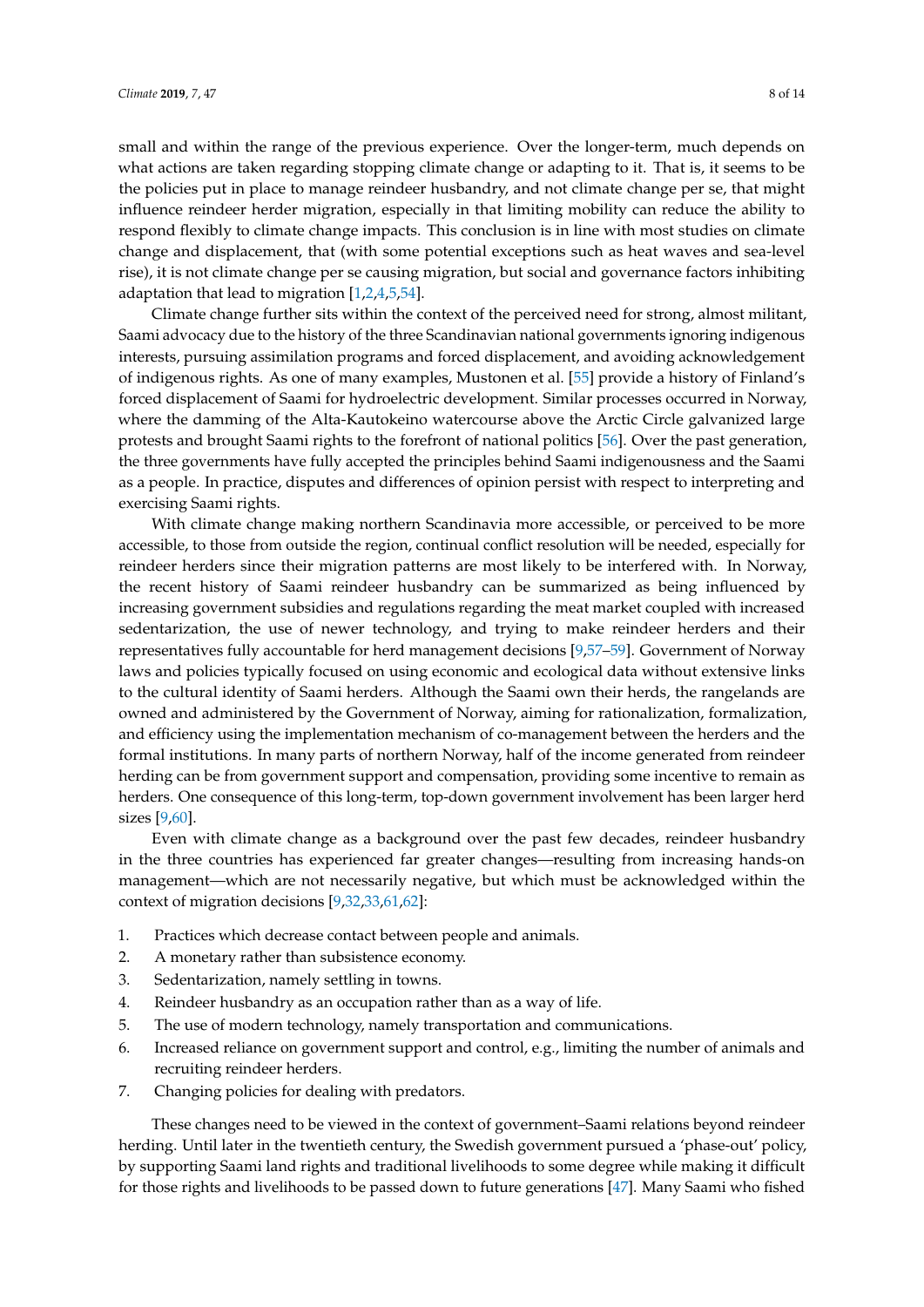small and within the range of the previous experience. Over the longer-term, much depends on what actions are taken regarding stopping climate change or adapting to it. That is, it seems to be the policies put in place to manage reindeer husbandry, and not climate change per se, that might influence reindeer herder migration, especially in that limiting mobility can reduce the ability to respond flexibly to climate change impacts. This conclusion is in line with most studies on climate change and displacement, that (with some potential exceptions such as heat waves and sea-level rise), it is not climate change per se causing migration, but social and governance factors inhibiting adaptation that lead to migration [1,2,4,5,54].

Climate change further sits within the context of the perceived need for strong, almost militant, Saami advocacy due to the history of the three Scandinavian national governments ignoring indigenous interests, pursuing assimilation programs and forced displacement, and avoiding acknowledgement of indigenous rights. As one of many examples, Mustonen et al. [55] provide a history of Finland's forced displacement of Saami for hydroelectric development. Similar processes occurred in Norway, where the damming of the Alta-Kautokeino watercourse above the Arctic Circle galvanized large protests and brought Saami rights to the forefront of national politics [56]. Over the past generation, the three governments have fully accepted the principles behind Saami indigenousness and the Saami as a people. In practice, disputes and differences of opinion persist with respect to interpreting and exercising Saami rights.

With climate change making northern Scandinavia more accessible, or perceived to be more accessible, to those from outside the region, continual conflict resolution will be needed, especially for reindeer herders since their migration patterns are most likely to be interfered with. In Norway, the recent history of Saami reindeer husbandry can be summarized as being influenced by increasing government subsidies and regulations regarding the meat market coupled with increased sedentarization, the use of newer technology, and trying to make reindeer herders and their representatives fully accountable for herd management decisions [9,57–59]. Government of Norway laws and policies typically focused on using economic and ecological data without extensive links to the cultural identity of Saami herders. Although the Saami own their herds, the rangelands are owned and administered by the Government of Norway, aiming for rationalization, formalization, and efficiency using the implementation mechanism of co-management between the herders and the formal institutions. In many parts of northern Norway, half of the income generated from reindeer herding can be from government support and compensation, providing some incentive to remain as herders. One consequence of this long-term, top-down government involvement has been larger herd sizes [9,60].

Even with climate change as a background over the past few decades, reindeer husbandry in the three countries has experienced far greater changes—resulting from increasing hands-on management—which are not necessarily negative, but which must be acknowledged within the context of migration decisions [9,32,33,61,62]:

1. Practices which decrease contact between people and animals.
2. A monetary rather than subsistence economy.
3. Sedentarization, namely settling in towns.
4. Reindeer husbandry as an occupation rather than as a way of life.
5. The use of modern technology, namely transportation and communications.
6. Increased reliance on government support and control, e.g., limiting the number of animals and recruiting reindeer herders.
7. Changing policies for dealing with predators.

These changes need to be viewed in the context of government–Saami relations beyond reindeer herding. Until later in the twentieth century, the Swedish government pursued a 'phase-out' policy, by supporting Saami land rights and traditional livelihoods to some degree while making it difficult for those rights and livelihoods to be passed down to future generations [47]. Many Saami who fished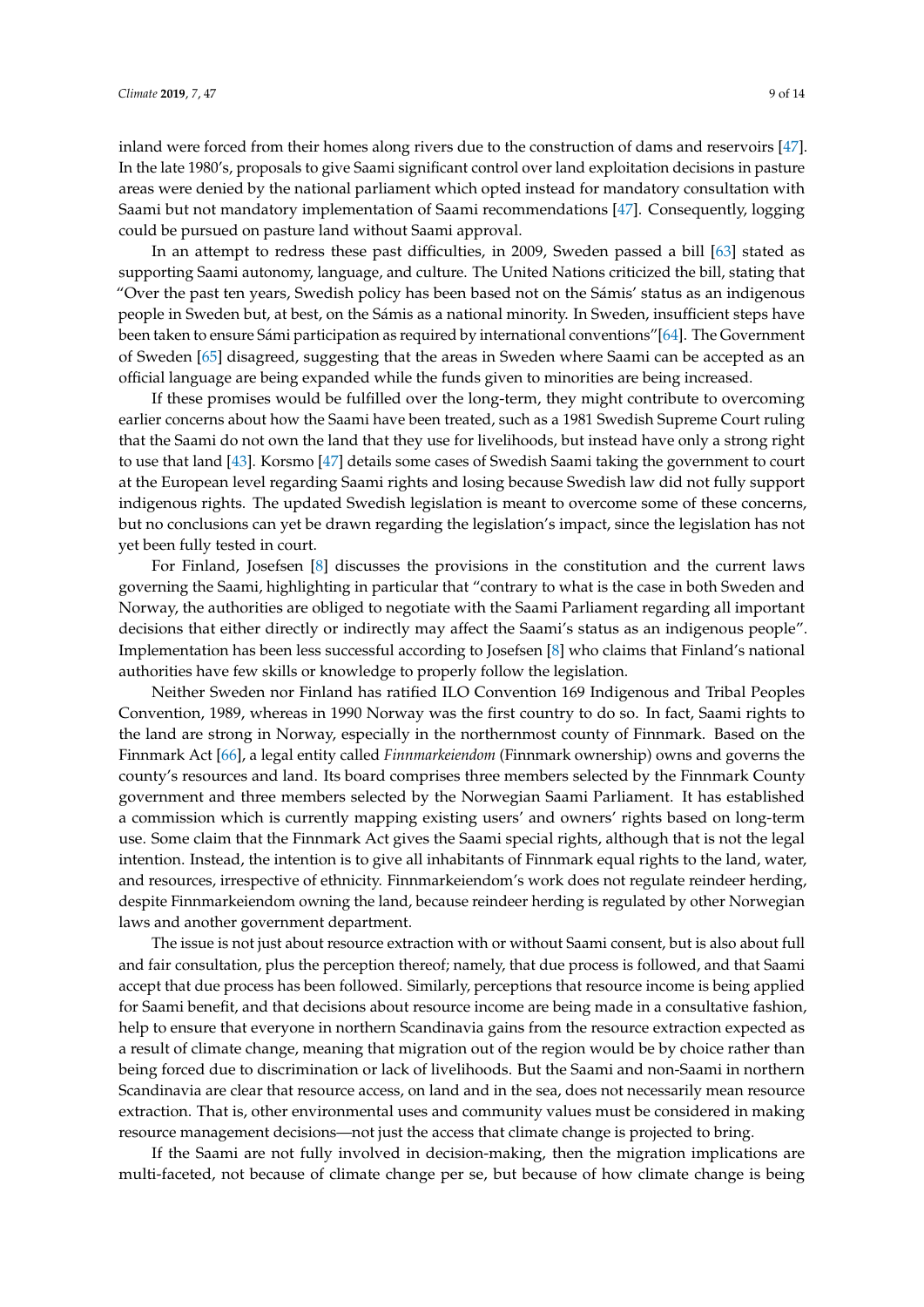inland were forced from their homes along rivers due to the construction of dams and reservoirs [47]. In the late 1980's, proposals to give Saami significant control over land exploitation decisions in pasture areas were denied by the national parliament which opted instead for mandatory consultation with Saami but not mandatory implementation of Saami recommendations [47]. Consequently, logging could be pursued on pasture land without Saami approval.

In an attempt to redress these past difficulties, in 2009, Sweden passed a bill [63] stated as supporting Saami autonomy, language, and culture. The United Nations criticized the bill, stating that "Over the past ten years, Swedish policy has been based not on the Sámis' status as an indigenous people in Sweden but, at best, on the Sámis as a national minority. In Sweden, insufficient steps have been taken to ensure Sámi participation as required by international conventions"[64]. The Government of Sweden [65] disagreed, suggesting that the areas in Sweden where Saami can be accepted as an official language are being expanded while the funds given to minorities are being increased.

If these promises would be fulfilled over the long-term, they might contribute to overcoming earlier concerns about how the Saami have been treated, such as a 1981 Swedish Supreme Court ruling that the Saami do not own the land that they use for livelihoods, but instead have only a strong right to use that land [43]. Korsmo [47] details some cases of Swedish Saami taking the government to court at the European level regarding Saami rights and losing because Swedish law did not fully support indigenous rights. The updated Swedish legislation is meant to overcome some of these concerns, but no conclusions can yet be drawn regarding the legislation's impact, since the legislation has not yet been fully tested in court.

For Finland, Josefsen [8] discusses the provisions in the constitution and the current laws governing the Saami, highlighting in particular that "contrary to what is the case in both Sweden and Norway, the authorities are obliged to negotiate with the Saami Parliament regarding all important decisions that either directly or indirectly may affect the Saami's status as an indigenous people". Implementation has been less successful according to Josefsen [8] who claims that Finland's national authorities have few skills or knowledge to properly follow the legislation.

Neither Sweden nor Finland has ratified ILO Convention 169 Indigenous and Tribal Peoples Convention, 1989, whereas in 1990 Norway was the first country to do so. In fact, Saami rights to the land are strong in Norway, especially in the northernmost county of Finnmark. Based on the Finnmark Act [66], a legal entity called *Finnmarkeiendom* (Finnmark ownership) owns and governs the county's resources and land. Its board comprises three members selected by the Finnmark County government and three members selected by the Norwegian Saami Parliament. It has established a commission which is currently mapping existing users' and owners' rights based on long-term use. Some claim that the Finnmark Act gives the Saami special rights, although that is not the legal intention. Instead, the intention is to give all inhabitants of Finnmark equal rights to the land, water, and resources, irrespective of ethnicity. Finnmarkeiendom's work does not regulate reindeer herding, despite Finnmarkeiendom owning the land, because reindeer herding is regulated by other Norwegian laws and another government department.

The issue is not just about resource extraction with or without Saami consent, but is also about full and fair consultation, plus the perception thereof; namely, that due process is followed, and that Saami accept that due process has been followed. Similarly, perceptions that resource income is being applied for Saami benefit, and that decisions about resource income are being made in a consultative fashion, help to ensure that everyone in northern Scandinavia gains from the resource extraction expected as a result of climate change, meaning that migration out of the region would be by choice rather than being forced due to discrimination or lack of livelihoods. But the Saami and non-Saami in northern Scandinavia are clear that resource access, on land and in the sea, does not necessarily mean resource extraction. That is, other environmental uses and community values must be considered in making resource management decisions—not just the access that climate change is projected to bring.

If the Saami are not fully involved in decision-making, then the migration implications are multi-faceted, not because of climate change per se, but because of how climate change is being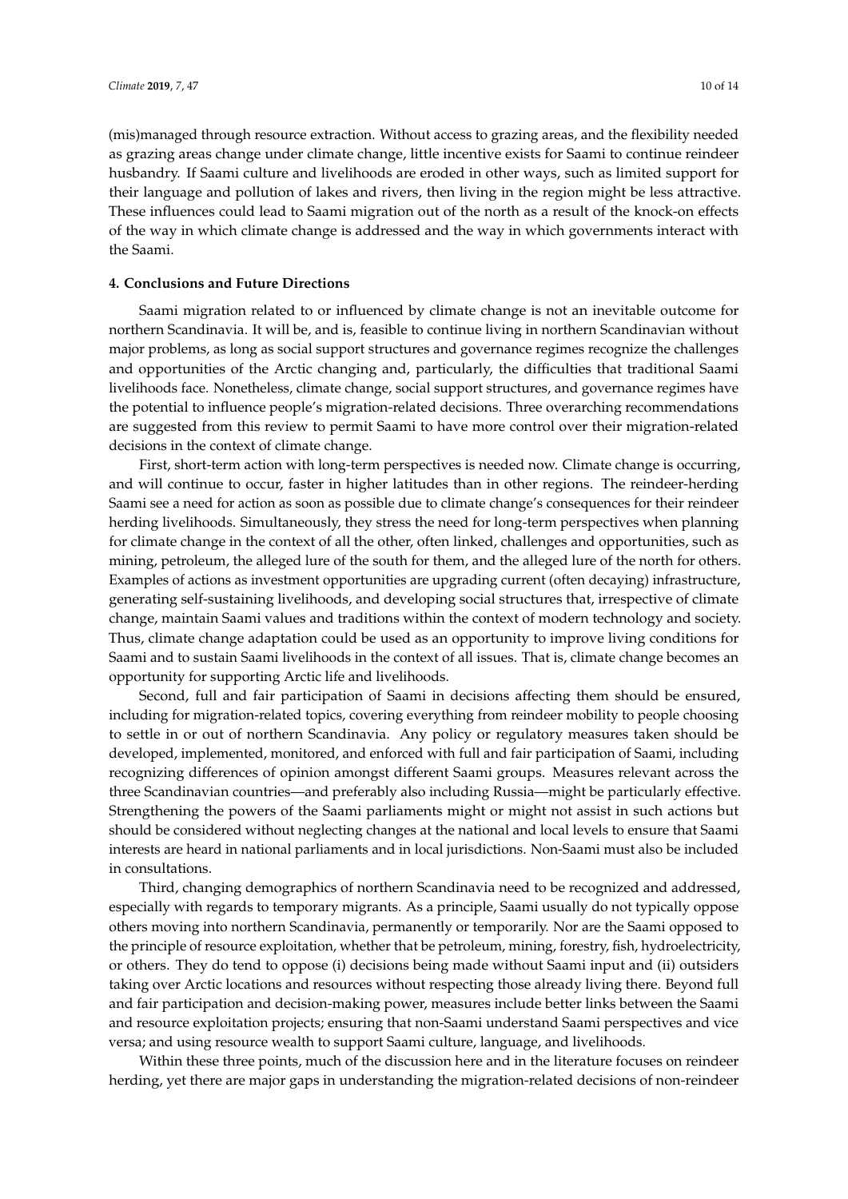(mis)managed through resource extraction. Without access to grazing areas, and the flexibility needed as grazing areas change under climate change, little incentive exists for Saami to continue reindeer husbandry. If Saami culture and livelihoods are eroded in other ways, such as limited support for their language and pollution of lakes and rivers, then living in the region might be less attractive. These influences could lead to Saami migration out of the north as a result of the knock-on effects of the way in which climate change is addressed and the way in which governments interact with the Saami.

## 4. Conclusions and Future Directions

Saami migration related to or influenced by climate change is not an inevitable outcome for northern Scandinavia. It will be, and is, feasible to continue living in northern Scandinavian without major problems, as long as social support structures and governance regimes recognize the challenges and opportunities of the Arctic changing and, particularly, the difficulties that traditional Saami livelihoods face. Nonetheless, climate change, social support structures, and governance regimes have the potential to influence people's migration-related decisions. Three overarching recommendations are suggested from this review to permit Saami to have more control over their migration-related decisions in the context of climate change.

First, short-term action with long-term perspectives is needed now. Climate change is occurring, and will continue to occur, faster in higher latitudes than in other regions. The reindeer-herding Saami see a need for action as soon as possible due to climate change's consequences for their reindeer herding livelihoods. Simultaneously, they stress the need for long-term perspectives when planning for climate change in the context of all the other, often linked, challenges and opportunities, such as mining, petroleum, the alleged lure of the south for them, and the alleged lure of the north for others. Examples of actions as investment opportunities are upgrading current (often decaying) infrastructure, generating self-sustaining livelihoods, and developing social structures that, irrespective of climate change, maintain Saami values and traditions within the context of modern technology and society. Thus, climate change adaptation could be used as an opportunity to improve living conditions for Saami and to sustain Saami livelihoods in the context of all issues. That is, climate change becomes an opportunity for supporting Arctic life and livelihoods.

Second, full and fair participation of Saami in decisions affecting them should be ensured, including for migration-related topics, covering everything from reindeer mobility to people choosing to settle in or out of northern Scandinavia. Any policy or regulatory measures taken should be developed, implemented, monitored, and enforced with full and fair participation of Saami, including recognizing differences of opinion amongst different Saami groups. Measures relevant across the three Scandinavian countries—and preferably also including Russia—might be particularly effective. Strengthening the powers of the Saami parliaments might or might not assist in such actions but should be considered without neglecting changes at the national and local levels to ensure that Saami interests are heard in national parliaments and in local jurisdictions. Non-Saami must also be included in consultations.

Third, changing demographics of northern Scandinavia need to be recognized and addressed, especially with regards to temporary migrants. As a principle, Saami usually do not typically oppose others moving into northern Scandinavia, permanently or temporarily. Nor are the Saami opposed to the principle of resource exploitation, whether that be petroleum, mining, forestry, fish, hydroelectricity, or others. They do tend to oppose (i) decisions being made without Saami input and (ii) outsiders taking over Arctic locations and resources without respecting those already living there. Beyond full and fair participation and decision-making power, measures include better links between the Saami and resource exploitation projects; ensuring that non-Saami understand Saami perspectives and vice versa; and using resource wealth to support Saami culture, language, and livelihoods.

Within these three points, much of the discussion here and in the literature focuses on reindeer herding, yet there are major gaps in understanding the migration-related decisions of non-reindeer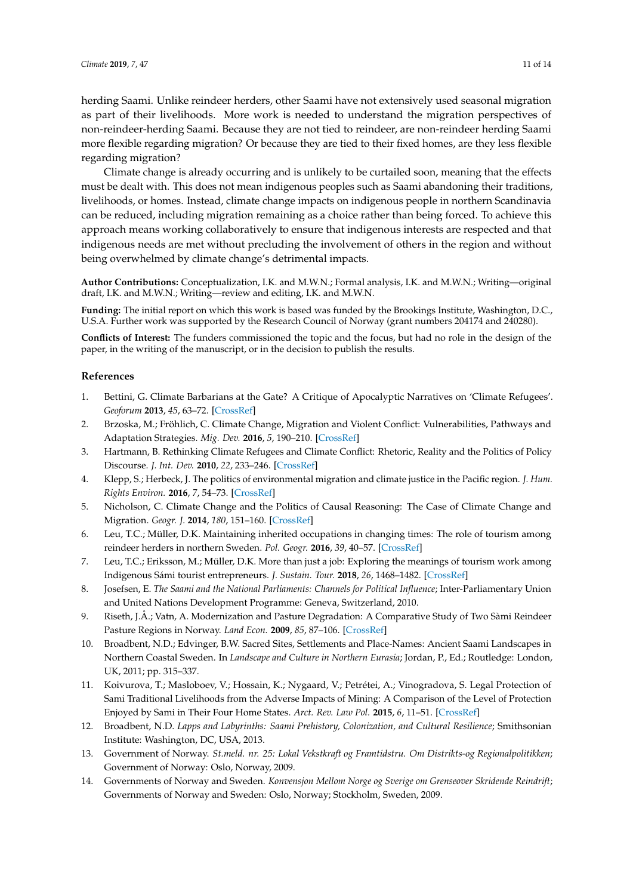herding Saami. Unlike reindeer herders, other Saami have not extensively used seasonal migration as part of their livelihoods. More work is needed to understand the migration perspectives of non-reindeer-herding Saami. Because they are not tied to reindeer, are non-reindeer herding Saami more flexible regarding migration? Or because they are tied to their fixed homes, are they less flexible regarding migration?

Climate change is already occurring and is unlikely to be curtailed soon, meaning that the effects must be dealt with. This does not mean indigenous peoples such as Saami abandoning their traditions, livelihoods, or homes. Instead, climate change impacts on indigenous people in northern Scandinavia can be reduced, including migration remaining as a choice rather than being forced. To achieve this approach means working collaboratively to ensure that indigenous interests are respected and that indigenous needs are met without precluding the involvement of others in the region and without being overwhelmed by climate change's detrimental impacts.

**Author Contributions:** Conceptualization, I.K. and M.W.N.; Formal analysis, I.K. and M.W.N.; Writing—original draft, I.K. and M.W.N.; Writing—review and editing, I.K. and M.W.N.

**Funding:** The initial report on which this work is based was funded by the Brookings Institute, Washington, D.C., U.S.A. Further work was supported by the Research Council of Norway (grant numbers 204174 and 240280).

**Conflicts of Interest:** The funders commissioned the topic and the focus, but had no role in the design of the paper, in the writing of the manuscript, or in the decision to publish the results.

## References

1. Bettini, G. Climate Barbarians at the Gate? A Critique of Apocalyptic Narratives on 'Climate Refugees'. *Geoforum* **2013**, *45*, 63–72. [CrossRef]
2. Brzoska, M.; Fröhlich, C. Climate Change, Migration and Violent Conflict: Vulnerabilities, Pathways and Adaptation Strategies. *Mig. Dev.* **2016**, *5*, 190–210. [CrossRef]
3. Hartmann, B. Rethinking Climate Refugees and Climate Conflict: Rhetoric, Reality and the Politics of Policy Discourse. *J. Int. Dev.* **2010**, *22*, 233–246. [CrossRef]
4. Klepp, S.; Herbeck, J. The politics of environmental migration and climate justice in the Pacific region. *J. Hum. Rights Environ.* **2016**, *7*, 54–73. [CrossRef]
5. Nicholson, C. Climate Change and the Politics of Causal Reasoning: The Case of Climate Change and Migration. *Geogr. J.* **2014**, *180*, 151–160. [CrossRef]
6. Leu, T.C.; Müller, D.K. Maintaining inherited occupations in changing times: The role of tourism among reindeer herders in northern Sweden. *Pol. Geogr.* **2016**, *39*, 40–57. [CrossRef]
7. Leu, T.C.; Eriksson, M.; Müller, D.K. More than just a job: Exploring the meanings of tourism work among Indigenous Sámi tourist entrepreneurs. *J. Sustain. Tour.* **2018**, *26*, 1468–1482. [CrossRef]
8. Josefsen, E. *The Saami and the National Parliaments: Channels for Political Influence*; Inter-Parliamentary Union and United Nations Development Programme: Geneva, Switzerland, 2010.
9. Riseth, J.Å.; Vatn, A. Modernization and Pasture Degradation: A Comparative Study of Two Sàmi Reindeer Pasture Regions in Norway. *Land Econ.* **2009**, *85*, 87–106. [CrossRef]
10. Broadbent, N.D.; Edvinger, B.W. Sacred Sites, Settlements and Place-Names: Ancient Saami Landscapes in Northern Coastal Sweden. In *Landscape and Culture in Northern Eurasia*; Jordan, P., Ed.; Routledge: London, UK, 2011; pp. 315–337.
11. Koivurova, T.; Masloboev, V.; Hossain, K.; Nygaard, V.; Petrétei, A.; Vinogradova, S. Legal Protection of Sami Traditional Livelihoods from the Adverse Impacts of Mining: A Comparison of the Level of Protection Enjoyed by Sami in Their Four Home States. *Arct. Rev. Law Pol.* **2015**, *6*, 11–51. [CrossRef]
12. Broadbent, N.D. *Lapps and Labyrinths: Saami Prehistory, Colonization, and Cultural Resilience*; Smithsonian Institute: Washington, DC, USA, 2013.
13. Government of Norway. *St.meld. nr. 25: Lokal Vekstkraft og Framtidstru. Om Distrikts-og Regionalpolitikken*; Government of Norway: Oslo, Norway, 2009.
14. Governments of Norway and Sweden. *Konvensjon Mellom Norge og Sverige om Grenseover Skridende Reindrift*; Governments of Norway and Sweden: Oslo, Norway; Stockholm, Sweden, 2009.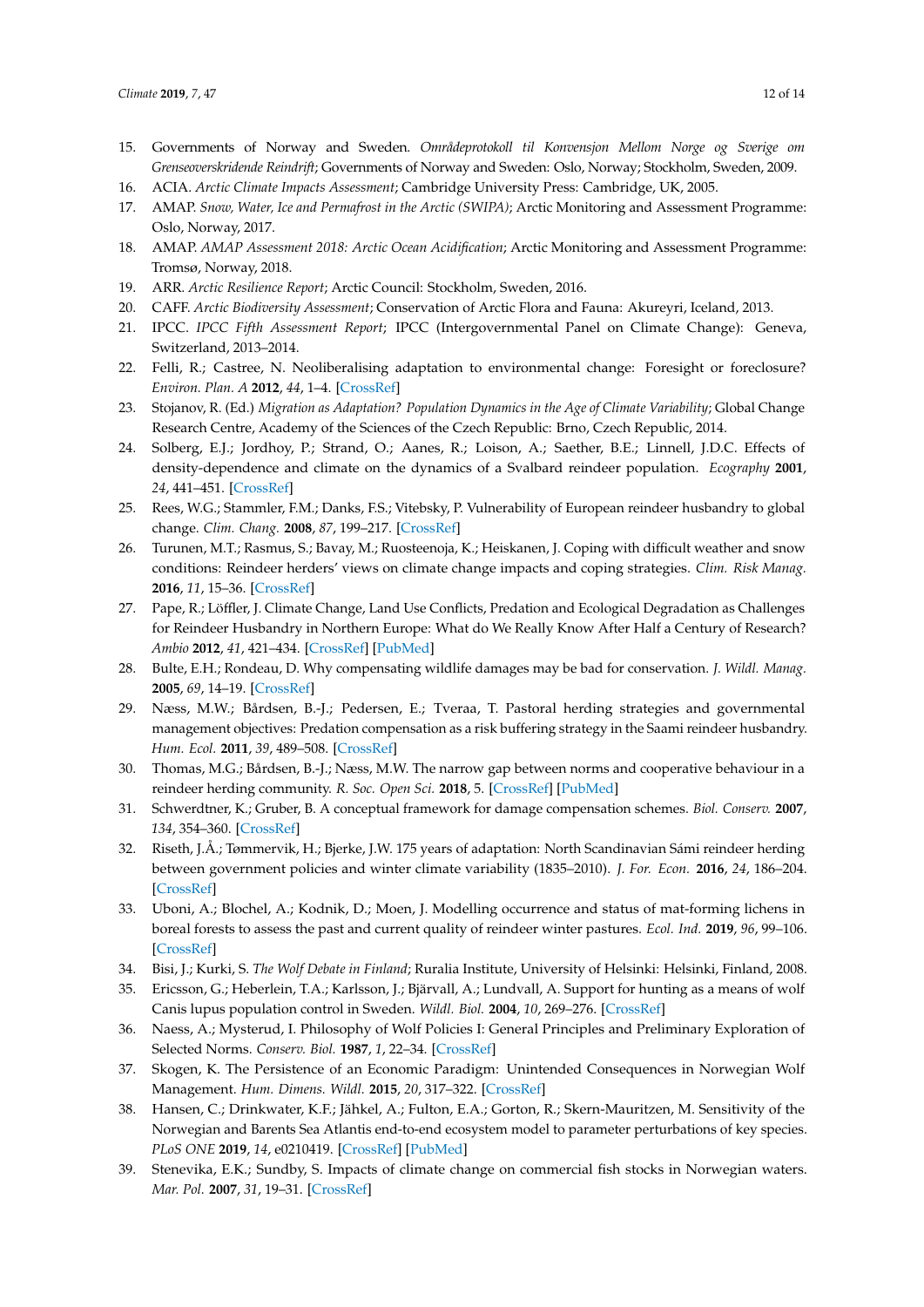15. Governments of Norway and Sweden. *Områdeprotokoll til Konvensjon Mellom Norge og Sverige om Grenseoverskridende Reindrift*; Governments of Norway and Sweden: Oslo, Norway; Stockholm, Sweden, 2009.
16. ACIA. *Arctic Climate Impacts Assessment*; Cambridge University Press: Cambridge, UK, 2005.
17. AMAP. *Snow, Water, Ice and Permafrost in the Arctic (SWIPA)*; Arctic Monitoring and Assessment Programme: Oslo, Norway, 2017.
18. AMAP. *AMAP Assessment 2018: Arctic Ocean Acidification*; Arctic Monitoring and Assessment Programme: Tromsø, Norway, 2018.
19. ARR. *Arctic Resilience Report*; Arctic Council: Stockholm, Sweden, 2016.
20. CAFF. *Arctic Biodiversity Assessment*; Conservation of Arctic Flora and Fauna: Akureyri, Iceland, 2013.
21. IPCC. *IPCC Fifth Assessment Report*; IPCC (Intergovernmental Panel on Climate Change): Geneva, Switzerland, 2013–2014.
22. Felli, R.; Castree, N. Neoliberalising adaptation to environmental change: Foresight or foreclosure? *Environ. Plan. A* **2012**, *44*, 1–4. [CrossRef]
23. Stojanov, R. (Ed.) *Migration as Adaptation? Population Dynamics in the Age of Climate Variability*; Global Change Research Centre, Academy of the Sciences of the Czech Republic: Brno, Czech Republic, 2014.
24. Solberg, E.J.; Jordhoy, P.; Strand, O.; Aanes, R.; Loison, A.; Saether, B.E.; Linnell, J.D.C. Effects of density-dependence and climate on the dynamics of a Svalbard reindeer population. *Ecography* **2001**, *24*, 441–451. [CrossRef]
25. Rees, W.G.; Stammler, F.M.; Danks, F.S.; Vitebsky, P. Vulnerability of European reindeer husbandry to global change. *Clim. Chang.* **2008**, *87*, 199–217. [CrossRef]
26. Turunen, M.T.; Rasmus, S.; Bavay, M.; Ruosteenoja, K.; Heiskanen, J. Coping with difficult weather and snow conditions: Reindeer herders' views on climate change impacts and coping strategies. *Clim. Risk Manag.* **2016**, *11*, 15–36. [CrossRef]
27. Pape, R.; Löffler, J. Climate Change, Land Use Conflicts, Predation and Ecological Degradation as Challenges for Reindeer Husbandry in Northern Europe: What do We Really Know After Half a Century of Research? *Ambio* **2012**, *41*, 421–434. [CrossRef] [PubMed]
28. Bulte, E.H.; Rondeau, D. Why compensating wildlife damages may be bad for conservation. *J. Wildl. Manag.* **2005**, *69*, 14–19. [CrossRef]
29. Næss, M.W.; Bårdsen, B.-J.; Pedersen, E.; Tveraa, T. Pastoral herding strategies and governmental management objectives: Predation compensation as a risk buffering strategy in the Saami reindeer husbandry. *Hum. Ecol.* **2011**, *39*, 489–508. [CrossRef]
30. Thomas, M.G.; Bårdsen, B.-J.; Næss, M.W. The narrow gap between norms and cooperative behaviour in a reindeer herding community. *R. Soc. Open Sci.* **2018**, 5. [CrossRef] [PubMed]
31. Schwerdtner, K.; Gruber, B. A conceptual framework for damage compensation schemes. *Biol. Conserv.* **2007**, *134*, 354–360. [CrossRef]
32. Riseth, J.Å.; Tømmervik, H.; Bjerke, J.W. 175 years of adaptation: North Scandinavian Sámi reindeer herding between government policies and winter climate variability (1835–2010). *J. For. Econ.* **2016**, *24*, 186–204. [CrossRef]
33. Uboni, A.; Blochel, A.; Kodnik, D.; Moen, J. Modelling occurrence and status of mat-forming lichens in boreal forests to assess the past and current quality of reindeer winter pastures. *Ecol. Ind.* **2019**, *96*, 99–106. [CrossRef]
34. Bisi, J.; Kurki, S. *The Wolf Debate in Finland*; Ruralia Institute, University of Helsinki: Helsinki, Finland, 2008.
35. Ericsson, G.; Heberlein, T.A.; Karlsson, J.; Bjärvall, A.; Lundvall, A. Support for hunting as a means of wolf Canis lupus population control in Sweden. *Wildl. Biol.* **2004**, *10*, 269–276. [CrossRef]
36. Naess, A.; Mysterud, I. Philosophy of Wolf Policies I: General Principles and Preliminary Exploration of Selected Norms. *Conserv. Biol.* **1987**, *1*, 22–34. [CrossRef]
37. Skogen, K. The Persistence of an Economic Paradigm: Unintended Consequences in Norwegian Wolf Management. *Hum. Dimens. Wildl.* **2015**, *20*, 317–322. [CrossRef]
38. Hansen, C.; Drinkwater, K.F.; Jähkel, A.; Fulton, E.A.; Gorton, R.; Skern-Mauritzen, M. Sensitivity of the Norwegian and Barents Sea Atlantis end-to-end ecosystem model to parameter perturbations of key species. *PLoS ONE* **2019**, *14*, e0210419. [CrossRef] [PubMed]
39. Stenevika, E.K.; Sundby, S. Impacts of climate change on commercial fish stocks in Norwegian waters. *Mar. Pol.* **2007**, *31*, 19–31. [CrossRef]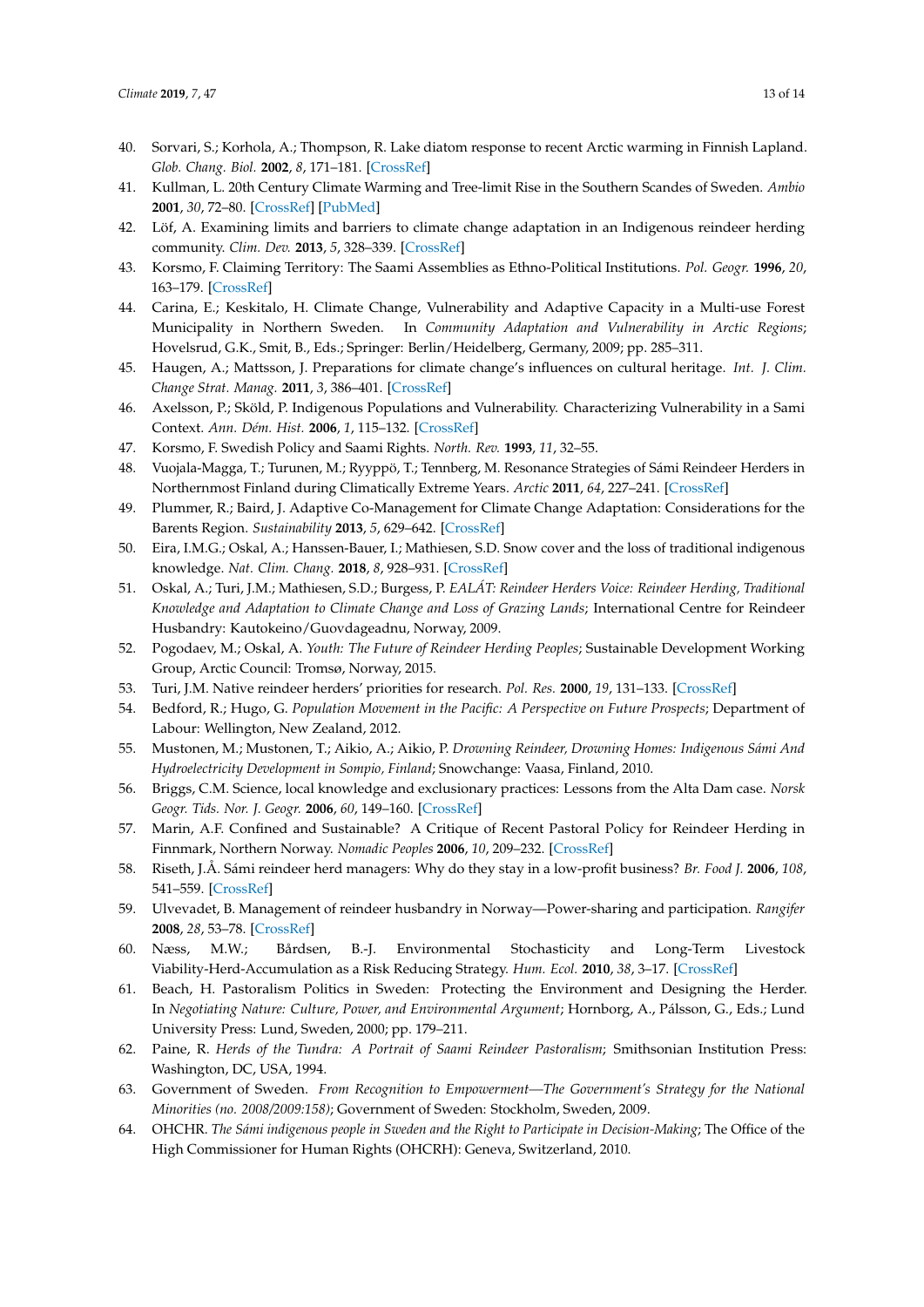40. Sorvari, S.; Korhola, A.; Thompson, R. Lake diatom response to recent Arctic warming in Finnish Lapland. *Glob. Chang. Biol.* **2002**, *8*, 171–181. [CrossRef]
41. Kullman, L. 20th Century Climate Warming and Tree-limit Rise in the Southern Scandes of Sweden. *Ambio* **2001**, *30*, 72–80. [CrossRef] [PubMed]
42. Löf, A. Examining limits and barriers to climate change adaptation in an Indigenous reindeer herding community. *Clim. Dev.* **2013**, *5*, 328–339. [CrossRef]
43. Korsmo, F. Claiming Territory: The Saami Assemblies as Ethno-Political Institutions. *Pol. Geogr.* **1996**, *20*, 163–179. [CrossRef]
44. Carina, E.; Keskitalo, H. Climate Change, Vulnerability and Adaptive Capacity in a Multi-use Forest Municipality in Northern Sweden. In *Community Adaptation and Vulnerability in Arctic Regions*; Hovelsrud, G.K., Smit, B., Eds.; Springer: Berlin/Heidelberg, Germany, 2009; pp. 285–311.
45. Haugen, A.; Mattsson, J. Preparations for climate change's influences on cultural heritage. *Int. J. Clim. Change Strat. Manag.* **2011**, *3*, 386–401. [CrossRef]
46. Axelsson, P.; Sköld, P. Indigenous Populations and Vulnerability. Characterizing Vulnerability in a Sami Context. *Ann. Dém. Hist.* **2006**, *1*, 115–132. [CrossRef]
47. Korsmo, F. Swedish Policy and Saami Rights. *North. Rev.* **1993**, *11*, 32–55.
48. Vuojala-Magga, T.; Turunen, M.; Ryyppö, T.; Tennberg, M. Resonance Strategies of Sámi Reindeer Herders in Northernmost Finland during Climatically Extreme Years. *Arctic* **2011**, *64*, 227–241. [CrossRef]
49. Plummer, R.; Baird, J. Adaptive Co-Management for Climate Change Adaptation: Considerations for the Barents Region. *Sustainability* **2013**, *5*, 629–642. [CrossRef]
50. Eira, I.M.G.; Oskal, A.; Hanssen-Bauer, I.; Mathiesen, S.D. Snow cover and the loss of traditional indigenous knowledge. *Nat. Clim. Chang.* **2018**, *8*, 928–931. [CrossRef]
51. Oskal, A.; Turi, J.M.; Mathiesen, S.D.; Burgess, P. *EALÁT: Reindeer Herders Voice: Reindeer Herding, Traditional Knowledge and Adaptation to Climate Change and Loss of Grazing Lands*; International Centre for Reindeer Husbandry: Kautokeino/Guovdageadnu, Norway, 2009.
52. Pogodaev, M.; Oskal, A. *Youth: The Future of Reindeer Herding Peoples*; Sustainable Development Working Group, Arctic Council: Tromsø, Norway, 2015.
53. Turi, J.M. Native reindeer herders' priorities for research. *Pol. Res.* **2000**, *19*, 131–133. [CrossRef]
54. Bedford, R.; Hugo, G. *Population Movement in the Pacific: A Perspective on Future Prospects*; Department of Labour: Wellington, New Zealand, 2012.
55. Mustonen, M.; Mustonen, T.; Aikio, A.; Aikio, P. *Drowning Reindeer, Drowning Homes: Indigenous Sámi And Hydroelectricity Development in Sompio, Finland*; Snowchange: Vaasa, Finland, 2010.
56. Briggs, C.M. Science, local knowledge and exclusionary practices: Lessons from the Alta Dam case. *Norsk Geogr. Tids. Nor. J. Geogr.* **2006**, *60*, 149–160. [CrossRef]
57. Marin, A.F. Confined and Sustainable? A Critique of Recent Pastoral Policy for Reindeer Herding in Finnmark, Northern Norway. *Nomadic Peoples* **2006**, *10*, 209–232. [CrossRef]
58. Riseth, J.Å. Sámi reindeer herd managers: Why do they stay in a low-profit business? *Br. Food J.* **2006**, *108*, 541–559. [CrossRef]
59. Ulvevadet, B. Management of reindeer husbandry in Norway—Power-sharing and participation. *Rangifer* **2008**, *28*, 53–78. [CrossRef]
60. Næss, M.W.; Bårdsen, B.-J. Environmental Stochasticity and Long-Term Livestock Viability-Herd-Accumulation as a Risk Reducing Strategy. *Hum. Ecol.* **2010**, *38*, 3–17. [CrossRef]
61. Beach, H. Pastoralism Politics in Sweden: Protecting the Environment and Designing the Herder. In *Negotiating Nature: Culture, Power, and Environmental Argument*; Hornborg, A., Pálsson, G., Eds.; Lund University Press: Lund, Sweden, 2000; pp. 179–211.
62. Paine, R. *Herds of the Tundra: A Portrait of Saami Reindeer Pastoralism*; Smithsonian Institution Press: Washington, DC, USA, 1994.
63. Government of Sweden. *From Recognition to Empowerment—The Government's Strategy for the National Minorities (no. 2008/2009:158)*; Government of Sweden: Stockholm, Sweden, 2009.
64. OHCHR. *The Sámi indigenous people in Sweden and the Right to Participate in Decision-Making*; The Office of the High Commissioner for Human Rights (OHCHR): Geneva, Switzerland, 2010.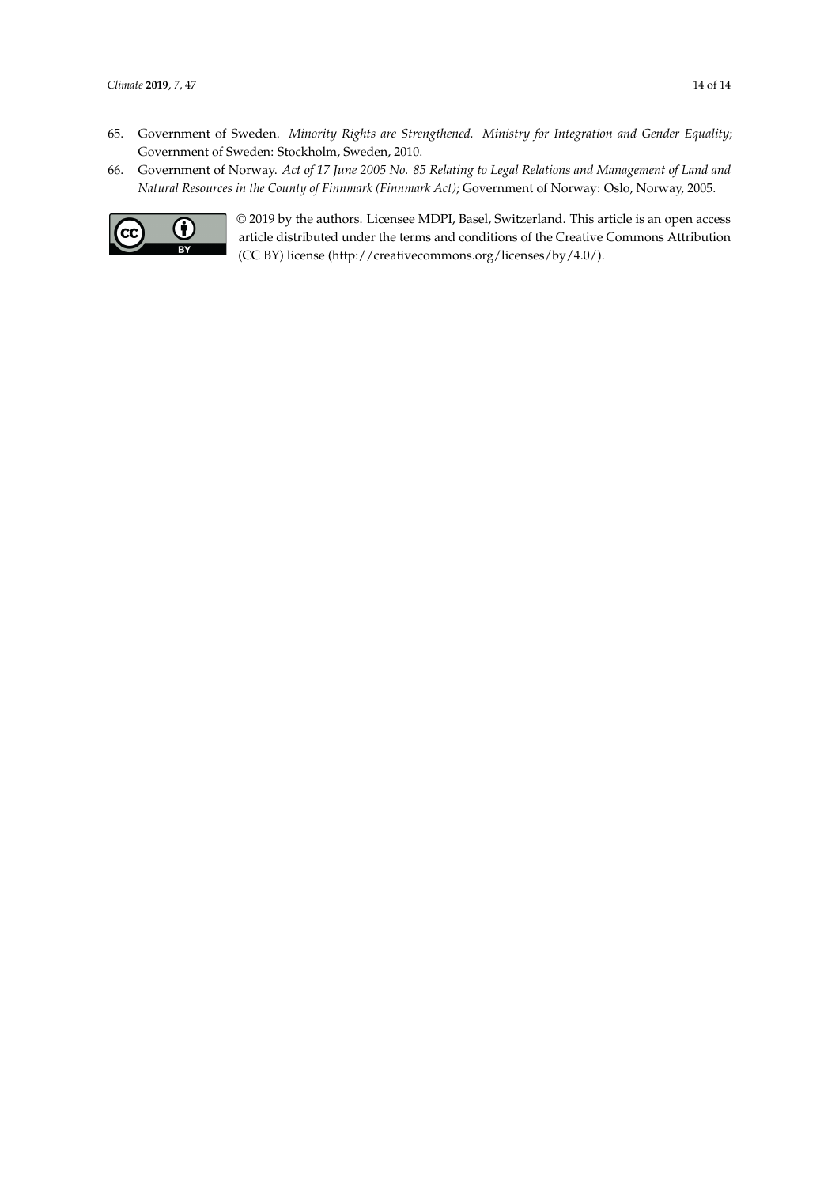65. Government of Sweden. *Minority Rights are Strengthened. Ministry for Integration and Gender Equality*; Government of Sweden: Stockholm, Sweden, 2010.
66. Government of Norway. *Act of 17 June 2005 No. 85 Relating to Legal Relations and Management of Land and Natural Resources in the County of Finnmark (Finnmark Act)*; Government of Norway: Oslo, Norway, 2005.

© 2019 by the authors. Licensee MDPI, Basel, Switzerland. This article is an open access article distributed under the terms and conditions of the Creative Commons Attribution (CC BY) license (http://creativecommons.org/licenses/by/4.0/).